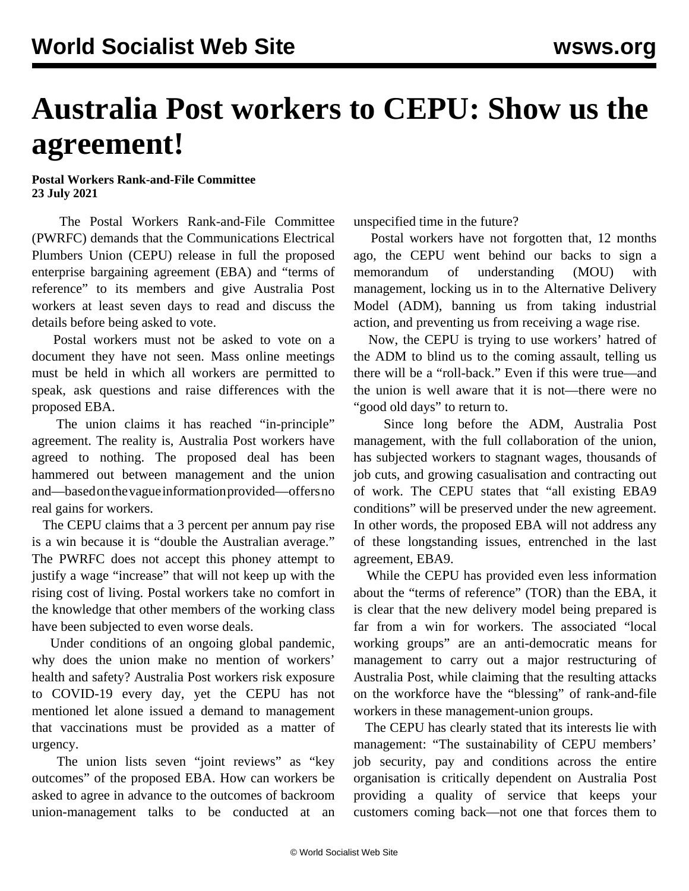# Australia Post workers to CEPU: Show us the agreement!

**Postal Workers Rank-and-File Committee**
**23 July 2021**

The Postal Workers Rank-and-File Committee (PWRFC) demands that the Communications Electrical Plumbers Union (CEPU) release in full the proposed enterprise bargaining agreement (EBA) and "terms of reference" to its members and give Australia Post workers at least seven days to read and discuss the details before being asked to vote.

Postal workers must not be asked to vote on a document they have not seen. Mass online meetings must be held in which all workers are permitted to speak, ask questions and raise differences with the proposed EBA.

The union claims it has reached "in-principle" agreement. The reality is, Australia Post workers have agreed to nothing. The proposed deal has been hammered out between management and the union and—based on the vague information provided—offers no real gains for workers.

The CEPU claims that a 3 percent per annum pay rise is a win because it is "double the Australian average." The PWRFC does not accept this phoney attempt to justify a wage "increase" that will not keep up with the rising cost of living. Postal workers take no comfort in the knowledge that other members of the working class have been subjected to even worse deals.

Under conditions of an ongoing global pandemic, why does the union make no mention of workers' health and safety? Australia Post workers risk exposure to COVID-19 every day, yet the CEPU has not mentioned let alone issued a demand to management that vaccinations must be provided as a matter of urgency.

The union lists seven "joint reviews" as "key outcomes" of the proposed EBA. How can workers be asked to agree in advance to the outcomes of backroom union-management talks to be conducted at an unspecified time in the future?

Postal workers have not forgotten that, 12 months ago, the CEPU went behind our backs to sign a memorandum of understanding (MOU) with management, locking us in to the Alternative Delivery Model (ADM), banning us from taking industrial action, and preventing us from receiving a wage rise.

Now, the CEPU is trying to use workers' hatred of the ADM to blind us to the coming assault, telling us there will be a "roll-back." Even if this were true—and the union is well aware that it is not—there were no "good old days" to return to.

Since long before the ADM, Australia Post management, with the full collaboration of the union, has subjected workers to stagnant wages, thousands of job cuts, and growing casualisation and contracting out of work. The CEPU states that "all existing EBA9 conditions" will be preserved under the new agreement. In other words, the proposed EBA will not address any of these longstanding issues, entrenched in the last agreement, EBA9.

While the CEPU has provided even less information about the "terms of reference" (TOR) than the EBA, it is clear that the new delivery model being prepared is far from a win for workers. The associated "local working groups" are an anti-democratic means for management to carry out a major restructuring of Australia Post, while claiming that the resulting attacks on the workforce have the "blessing" of rank-and-file workers in these management-union groups.

The CEPU has clearly stated that its interests lie with management: "The sustainability of CEPU members' job security, pay and conditions across the entire organisation is critically dependent on Australia Post providing a quality of service that keeps your customers coming back—not one that forces them to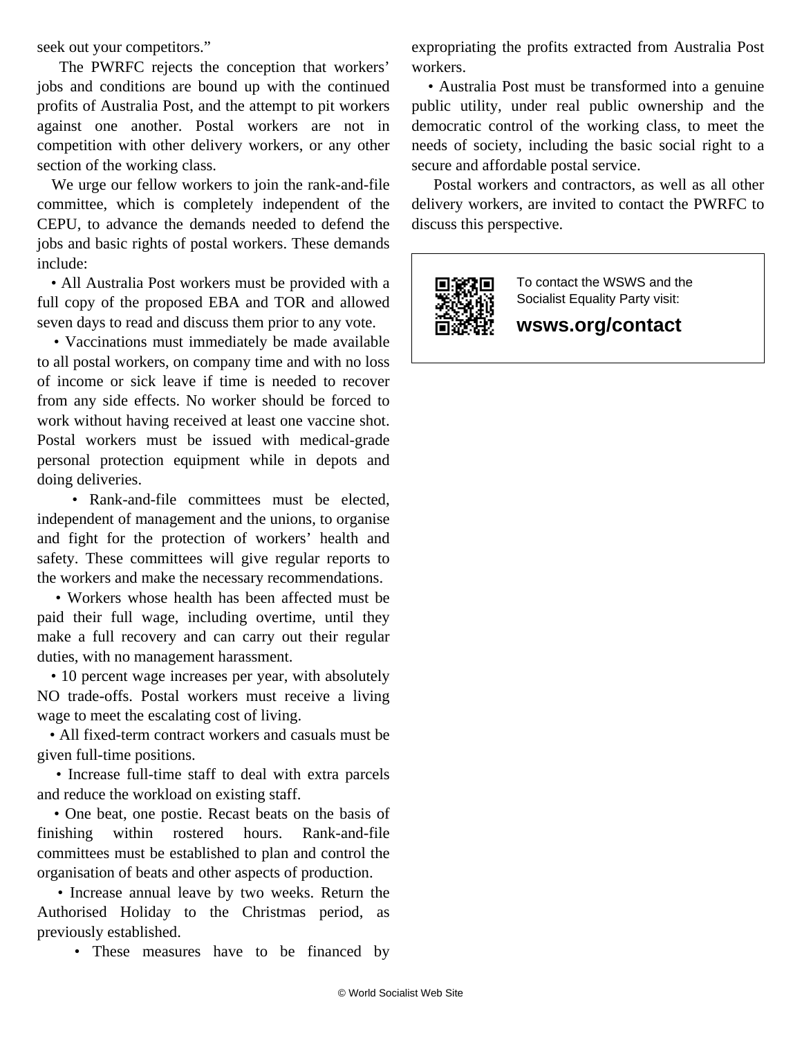seek out your competitors."

The PWRFC rejects the conception that workers' jobs and conditions are bound up with the continued profits of Australia Post, and the attempt to pit workers against one another. Postal workers are not in competition with other delivery workers, or any other section of the working class.

We urge our fellow workers to join the rank-and-file committee, which is completely independent of the CEPU, to advance the demands needed to defend the jobs and basic rights of postal workers. These demands include:

- All Australia Post workers must be provided with a full copy of the proposed EBA and TOR and allowed seven days to read and discuss them prior to any vote.
- Vaccinations must immediately be made available to all postal workers, on company time and with no loss of income or sick leave if time is needed to recover from any side effects. No worker should be forced to work without having received at least one vaccine shot. Postal workers must be issued with medical-grade personal protection equipment while in depots and doing deliveries.
- Rank-and-file committees must be elected, independent of management and the unions, to organise and fight for the protection of workers' health and safety. These committees will give regular reports to the workers and make the necessary recommendations.
- Workers whose health has been affected must be paid their full wage, including overtime, until they make a full recovery and can carry out their regular duties, with no management harassment.
- 10 percent wage increases per year, with absolutely NO trade-offs. Postal workers must receive a living wage to meet the escalating cost of living.
- All fixed-term contract workers and casuals must be given full-time positions.
- Increase full-time staff to deal with extra parcels and reduce the workload on existing staff.
- One beat, one postie. Recast beats on the basis of finishing within rostered hours. Rank-and-file committees must be established to plan and control the organisation of beats and other aspects of production.
- Increase annual leave by two weeks. Return the Authorised Holiday to the Christmas period, as previously established.
- These measures have to be financed by expropriating the profits extracted from Australia Post workers.
- Australia Post must be transformed into a genuine public utility, under real public ownership and the democratic control of the working class, to meet the needs of society, including the basic social right to a secure and affordable postal service.

Postal workers and contractors, as well as all other delivery workers, are invited to contact the PWRFC to discuss this perspective.

To contact the WSWS and the Socialist Equality Party visit:

**wsws.org/contact**